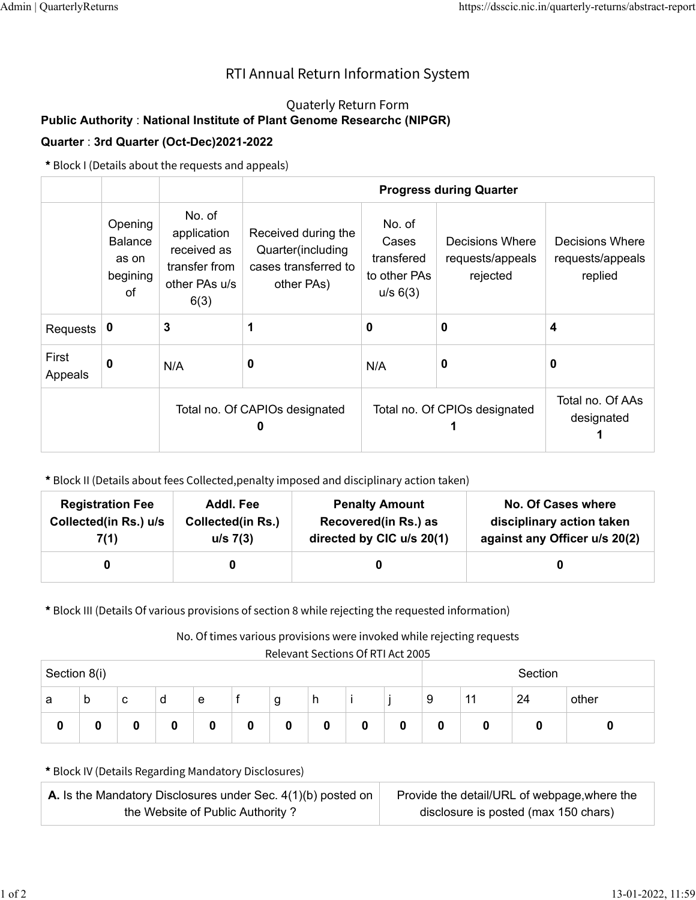# RTI Annual Return Information System

## Quaterly Return Form

**Public Authority** : **National Institute of Plant Genome Researchc (NIPGR)**

**Quarter** : **3rd Quarter (Oct-Dec)2021-2022**

**\*** Block I (Details about the requests and appeals)

| | | | **Progress during Quarter** | | | |
|---|---|---|---|---|---|---|
| | Opening Balance as on begining of | No. of application received as transfer from other PAs u/s 6(3) | Received during the Quarter(including cases transferred to other PAs) | No. of Cases transfered to other PAs u/s 6(3) | Decisions Where requests/appeals rejected | Decisions Where requests/appeals replied |
| Requests | **0** | **3** | **1** | **0** | **0** | **4** |
| First Appeals | **0** | N/A | **0** | N/A | **0** | **0** |
| | | Total no. Of CAPIOs designated **0** | | Total no. Of CPIOs designated **1** | | Total no. Of AAs designated **1** |

**\*** Block II (Details about fees Collected,penalty imposed and disciplinary action taken)

| **Registration Fee Collected(in Rs.) u/s 7(1)** | **Addl. Fee Collected(in Rs.) u/s 7(3)** | **Penalty Amount Recovered(in Rs.) as directed by CIC u/s 20(1)** | **No. Of Cases where disciplinary action taken against any Officer u/s 20(2)** |
|---|---|---|---|
| **0** | **0** | **0** | **0** |

**\*** Block III (Details Of various provisions of section 8 while rejecting the requested information)

No. Of times various provisions were invoked while rejecting requests

Relevant Sections Of RTI Act 2005

| Section 8(i) | | | | | | | | | | Section | | | |
|---|---|---|---|---|---|---|---|---|---|---|---|---|---|
| a | b | c | d | e | f | g | h | i | j | 9 | 11 | 24 | other |
| **0** | **0** | **0** | **0** | **0** | **0** | **0** | **0** | **0** | **0** | **0** | **0** | **0** | **0** |

**\*** Block IV (Details Regarding Mandatory Disclosures)

| **A.** Is the Mandatory Disclosures under Sec. 4(1)(b) posted on the Website of Public Authority ? | Provide the detail/URL of webpage,where the disclosure is posted (max 150 chars) |
|---|---|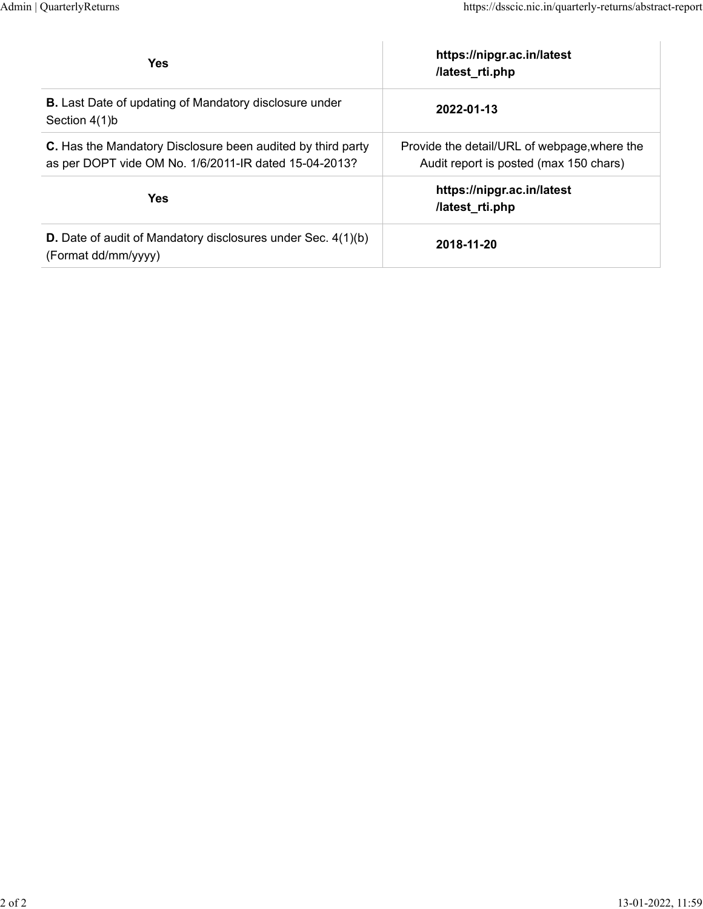| | |
|---|---|
| **Yes** | **https://nipgr.ac.in/latest/latest_rti.php** |
| **B.** Last Date of updating of Mandatory disclosure under Section 4(1)b | **2022-01-13** |
| **C.** Has the Mandatory Disclosure been audited by third party as per DOPT vide OM No. 1/6/2011-IR dated 15-04-2013? | Provide the detail/URL of webpage,where the Audit report is posted (max 150 chars) |
| **Yes** | **https://nipgr.ac.in/latest/latest_rti.php** |
| **D.** Date of audit of Mandatory disclosures under Sec. 4(1)(b) (Format dd/mm/yyyy) | **2018-11-20** |